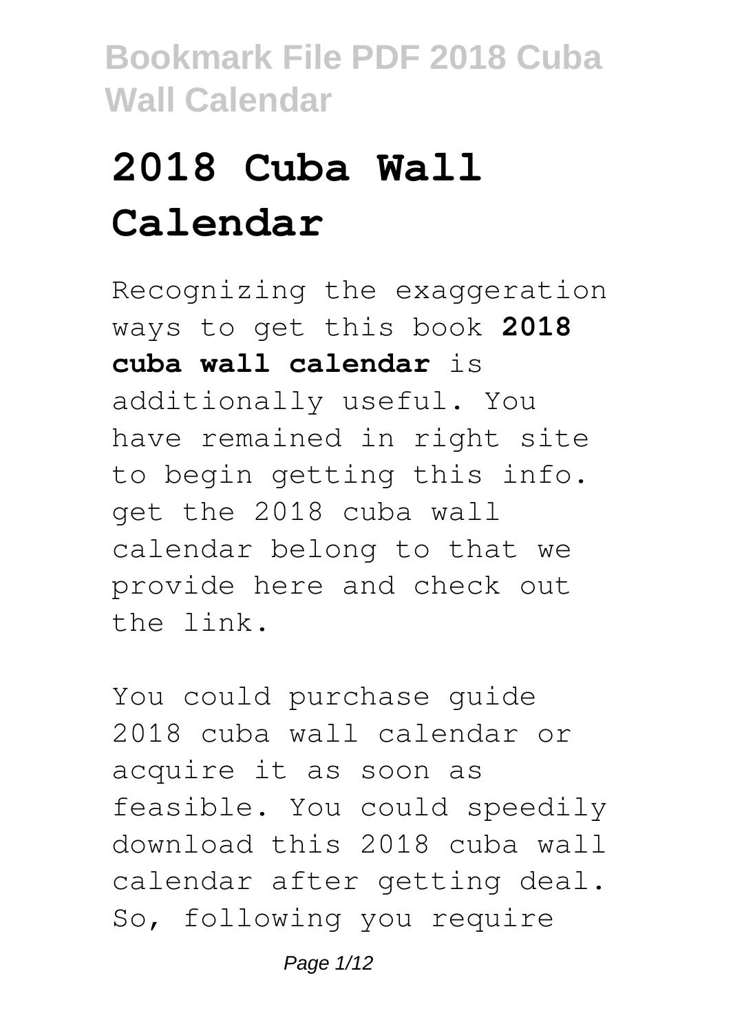# 2018 Cuba Wall Calendar

Recognizing the exaggeration ways to get this book **2018 cuba wall calendar** is additionally useful. You have remained in right site to begin getting this info. get the 2018 cuba wall calendar belong to that we provide here and check out the link.

You could purchase guide 2018 cuba wall calendar or acquire it as soon as feasible. You could speedily download this 2018 cuba wall calendar after getting deal. So, following you require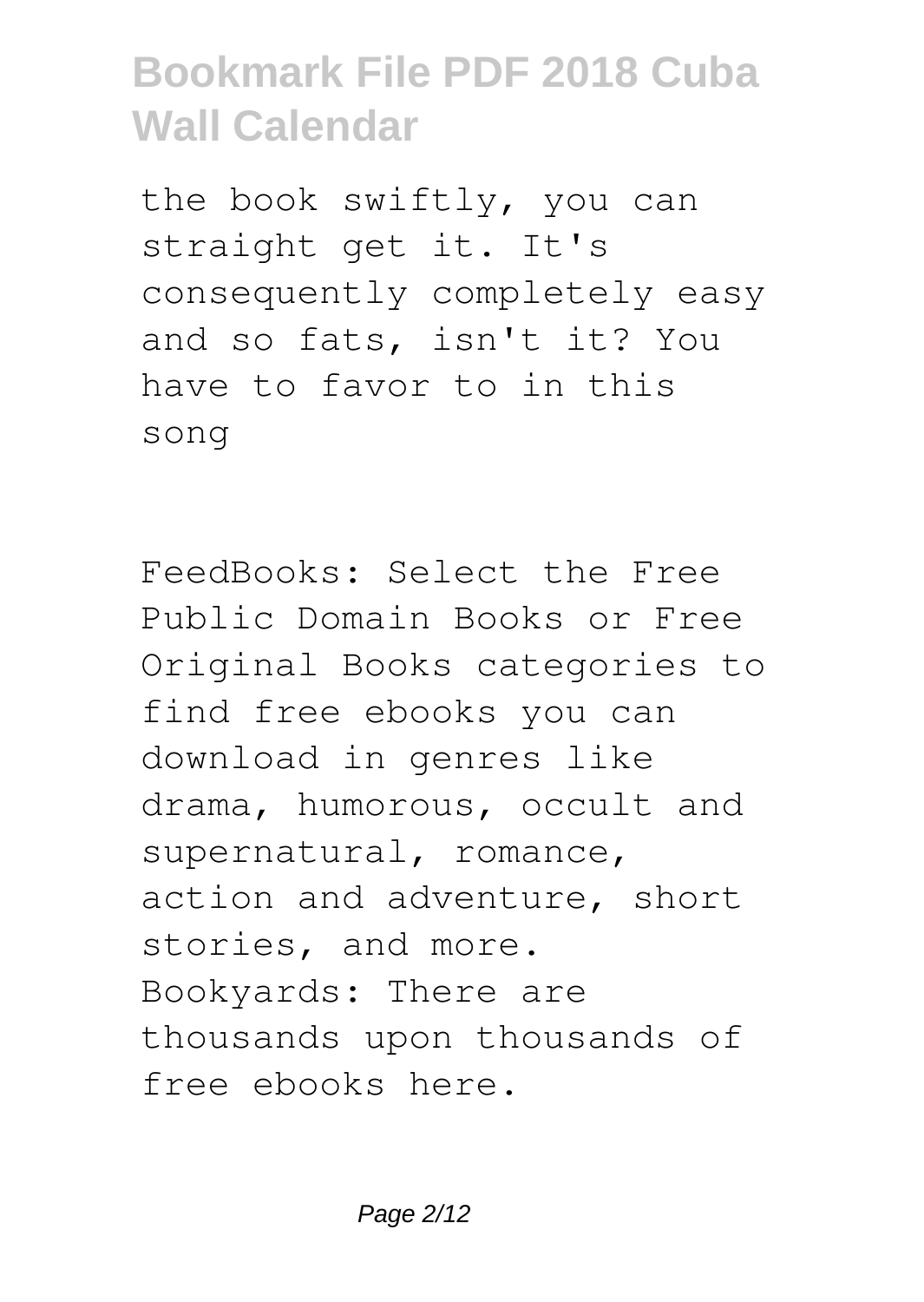the book swiftly, you can straight get it. It's consequently completely easy and so fats, isn't it? You have to favor to in this song

FeedBooks: Select the Free Public Domain Books or Free Original Books categories to find free ebooks you can download in genres like drama, humorous, occult and supernatural, romance, action and adventure, short stories, and more. Bookyards: There are thousands upon thousands of free ebooks here.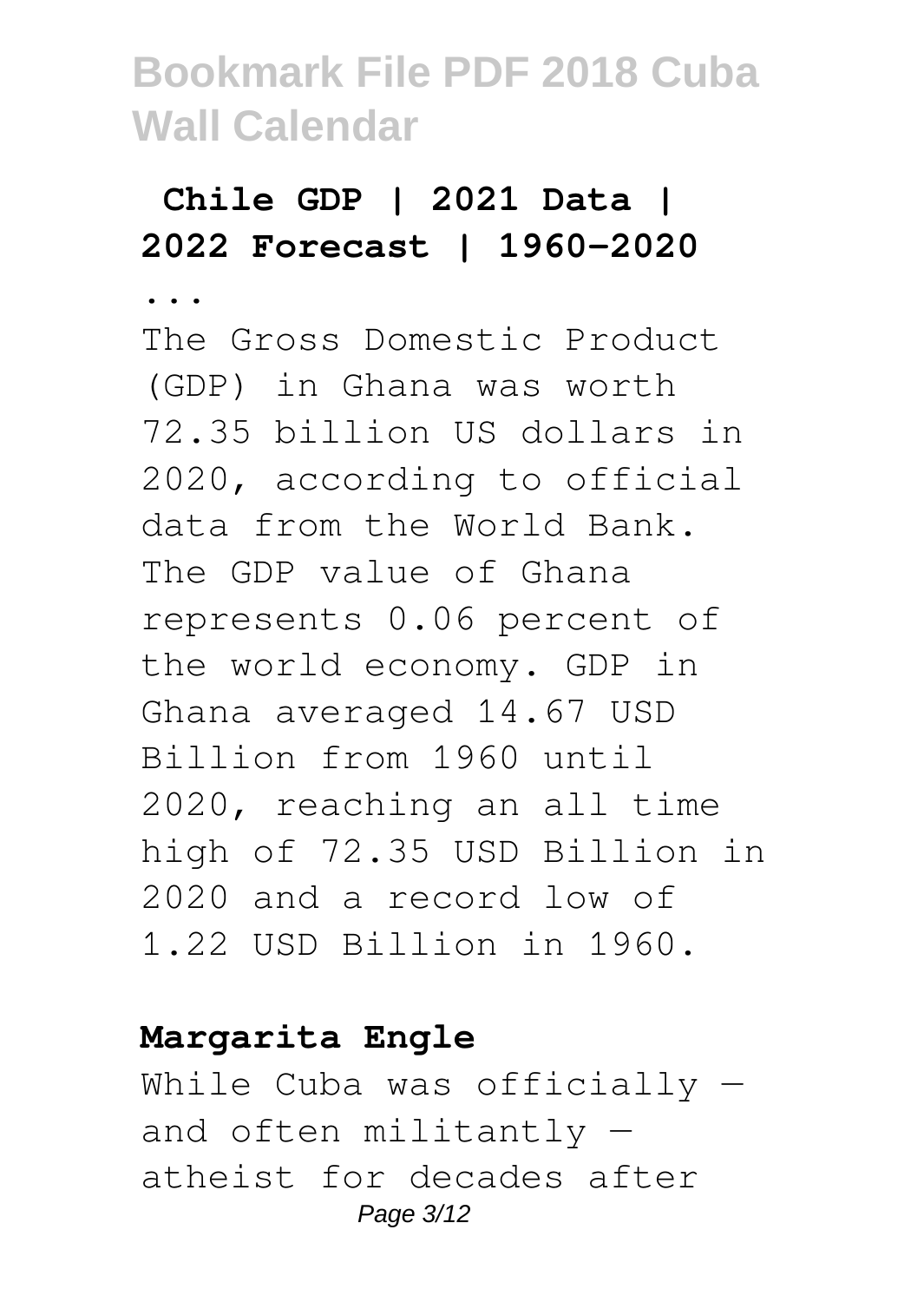## Chile GDP | 2021 Data | 2022 Forecast | 1960-2020 ...

The Gross Domestic Product (GDP) in Ghana was worth 72.35 billion US dollars in 2020, according to official data from the World Bank. The GDP value of Ghana represents 0.06 percent of the world economy. GDP in Ghana averaged 14.67 USD Billion from 1960 until 2020, reaching an all time high of 72.35 USD Billion in 2020 and a record low of 1.22 USD Billion in 1960.

**Margarita Engle**

While Cuba was officially — and often militantly — atheist for decades after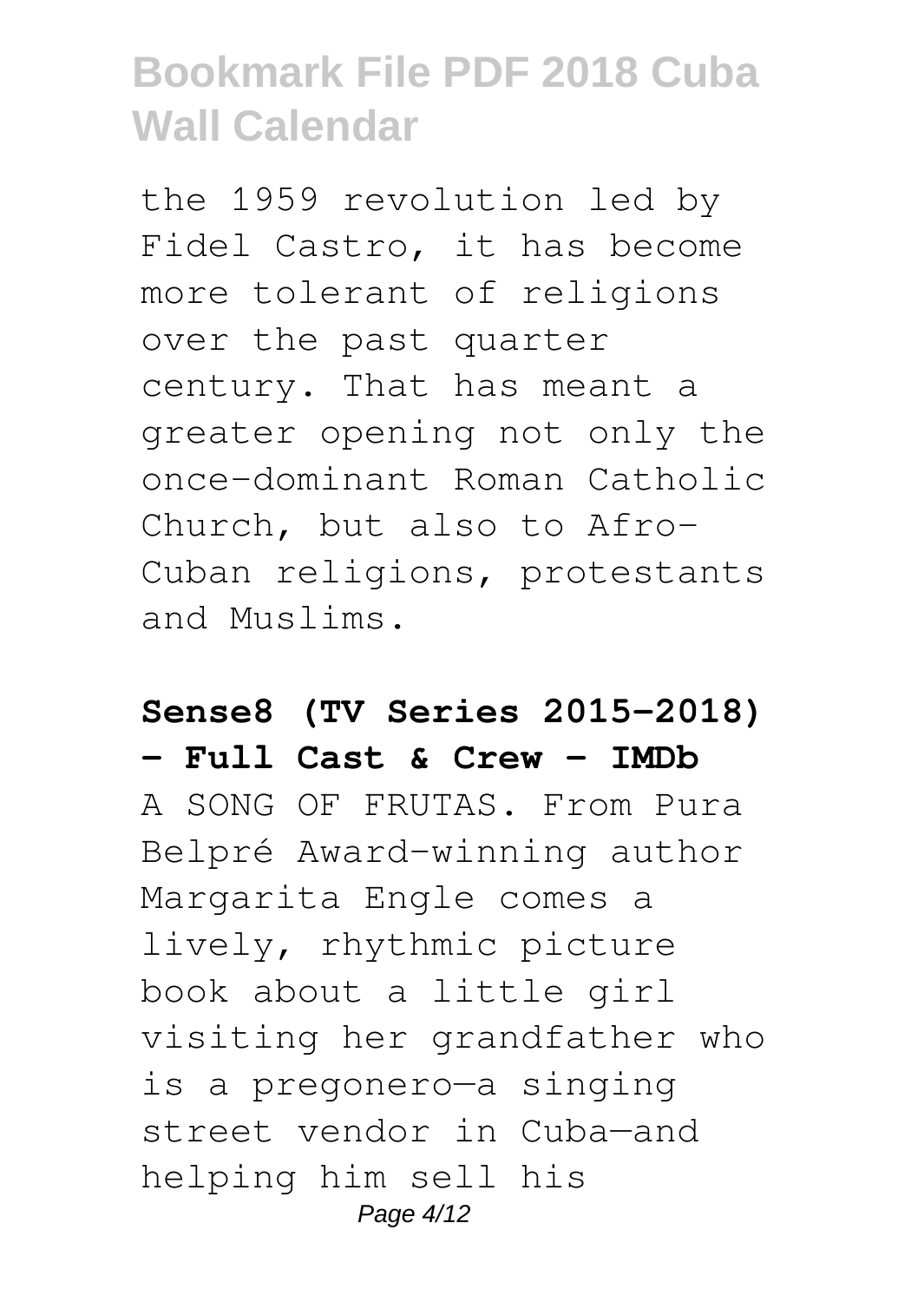the 1959 revolution led by Fidel Castro, it has become more tolerant of religions over the past quarter century. That has meant a greater opening not only the once-dominant Roman Catholic Church, but also to Afro-Cuban religions, protestants and Muslims.

**Sense8 (TV Series 2015–2018) - Full Cast & Crew - IMDb**

A SONG OF FRUTAS. From Pura Belpré Award–winning author Margarita Engle comes a lively, rhythmic picture book about a little girl visiting her grandfather who is a pregonero—a singing street vendor in Cuba—and helping him sell his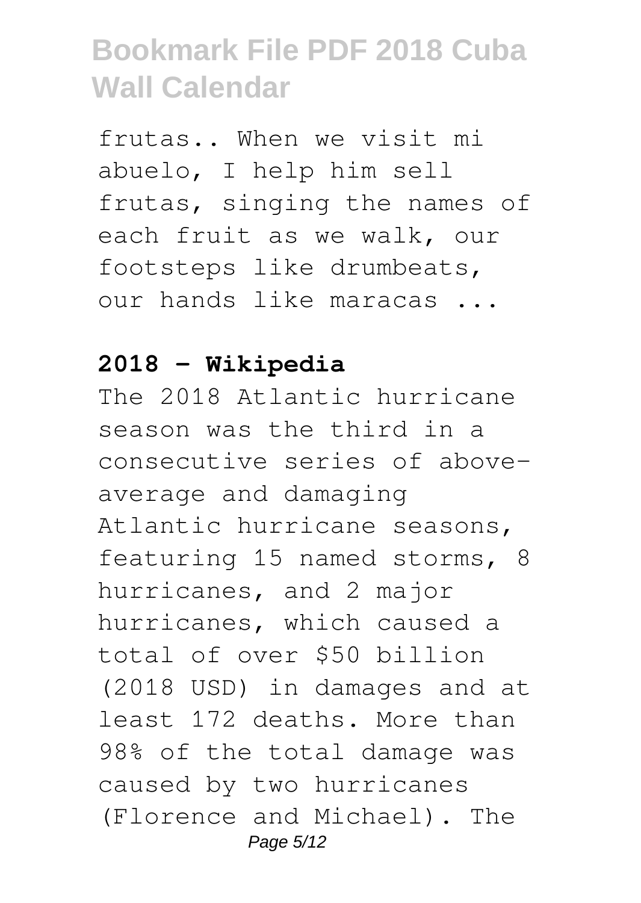frutas.. When we visit mi abuelo, I help him sell frutas, singing the names of each fruit as we walk, our footsteps like drumbeats, our hands like maracas ...

**2018 - Wikipedia**

The 2018 Atlantic hurricane season was the third in a consecutive series of above-average and damaging Atlantic hurricane seasons, featuring 15 named storms, 8 hurricanes, and 2 major hurricanes, which caused a total of over $50 billion (2018 USD) in damages and at least 172 deaths. More than 98% of the total damage was caused by two hurricanes (Florence and Michael). The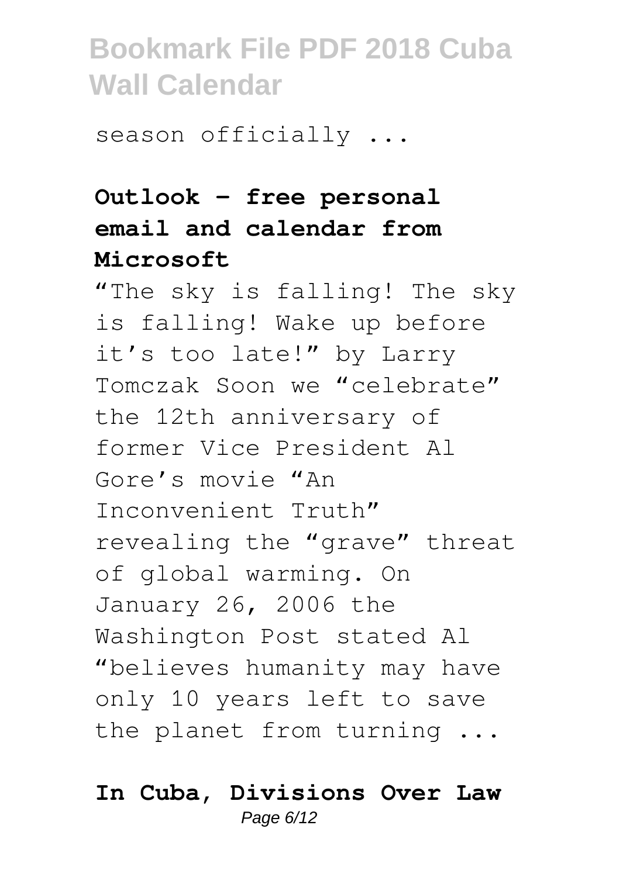season officially ...

**Outlook – free personal email and calendar from Microsoft**

"The sky is falling! The sky is falling! Wake up before it's too late!" by Larry Tomczak Soon we "celebrate" the 12th anniversary of former Vice President Al Gore's movie "An Inconvenient Truth" revealing the "grave" threat of global warming. On January 26, 2006 the Washington Post stated Al "believes humanity may have only 10 years left to save the planet from turning ...

**In Cuba, Divisions Over Law**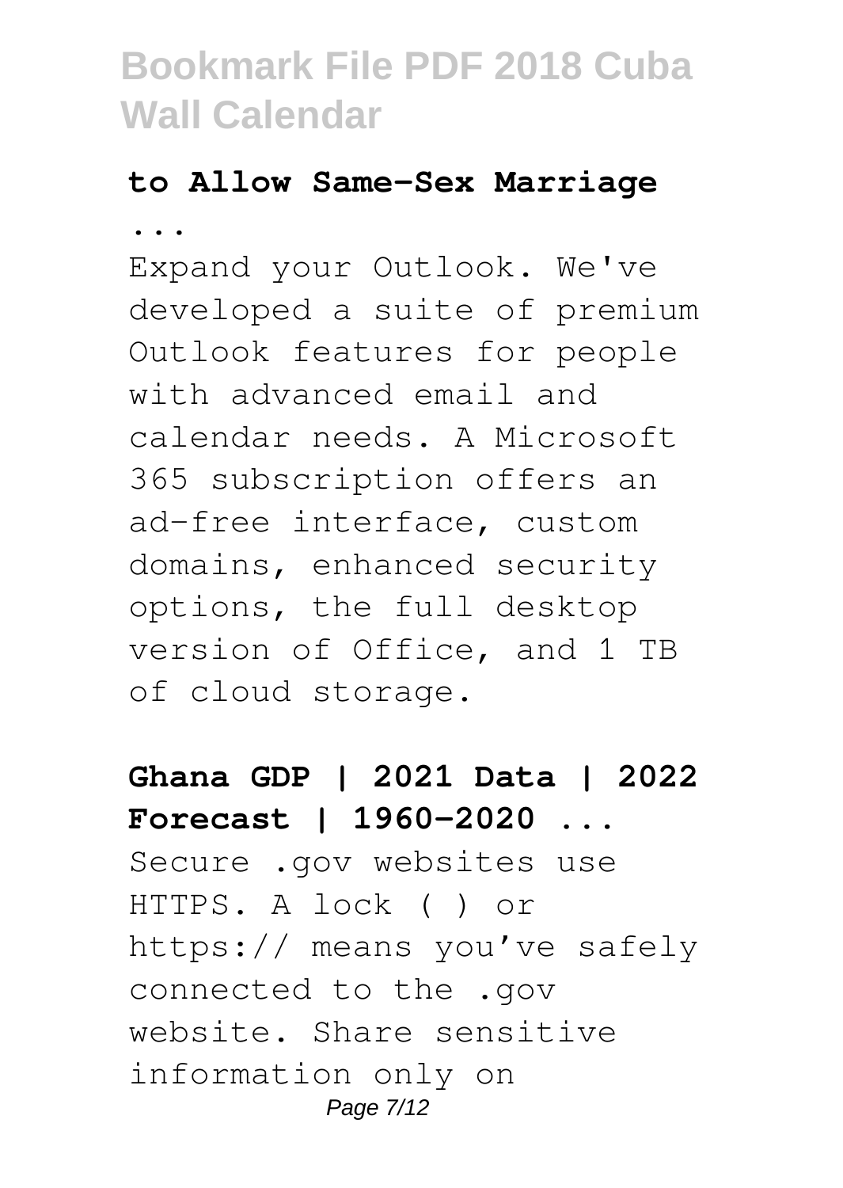**to Allow Same-Sex Marriage ...**

Expand your Outlook. We've developed a suite of premium Outlook features for people with advanced email and calendar needs. A Microsoft 365 subscription offers an ad-free interface, custom domains, enhanced security options, the full desktop version of Office, and 1 TB of cloud storage.

**Ghana GDP | 2021 Data | 2022 Forecast | 1960-2020 ...**

Secure .gov websites use HTTPS. A lock ( ) or https:// means you've safely connected to the .gov website. Share sensitive information only on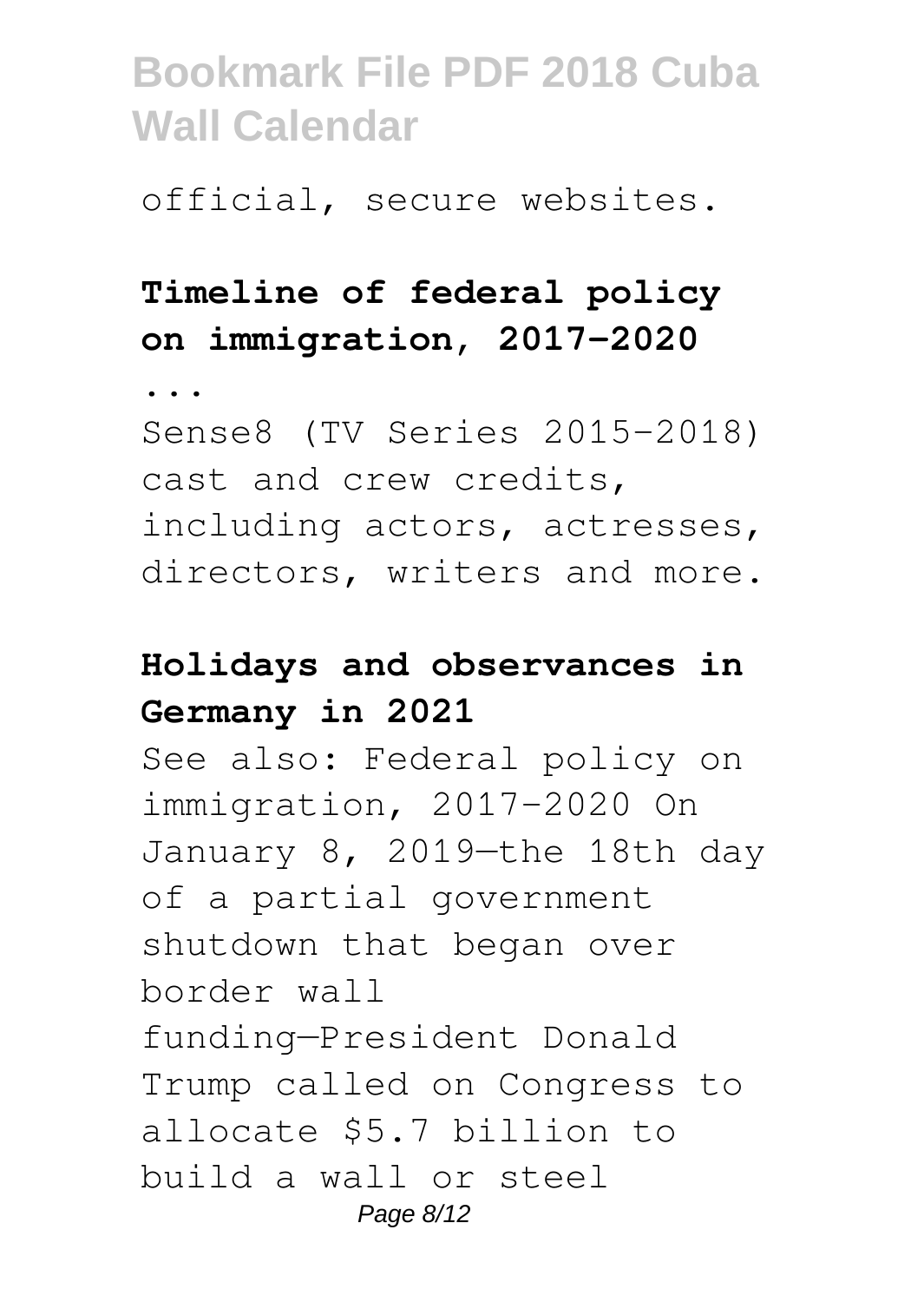official, secure websites.

**Timeline of federal policy on immigration, 2017-2020 ...**

Sense8 (TV Series 2015–2018) cast and crew credits, including actors, actresses, directors, writers and more.

**Holidays and observances in Germany in 2021**

See also: Federal policy on immigration, 2017-2020 On January 8, 2019—the 18th day of a partial government shutdown that began over border wall funding—President Donald Trump called on Congress to allocate $5.7 billion to build a wall or steel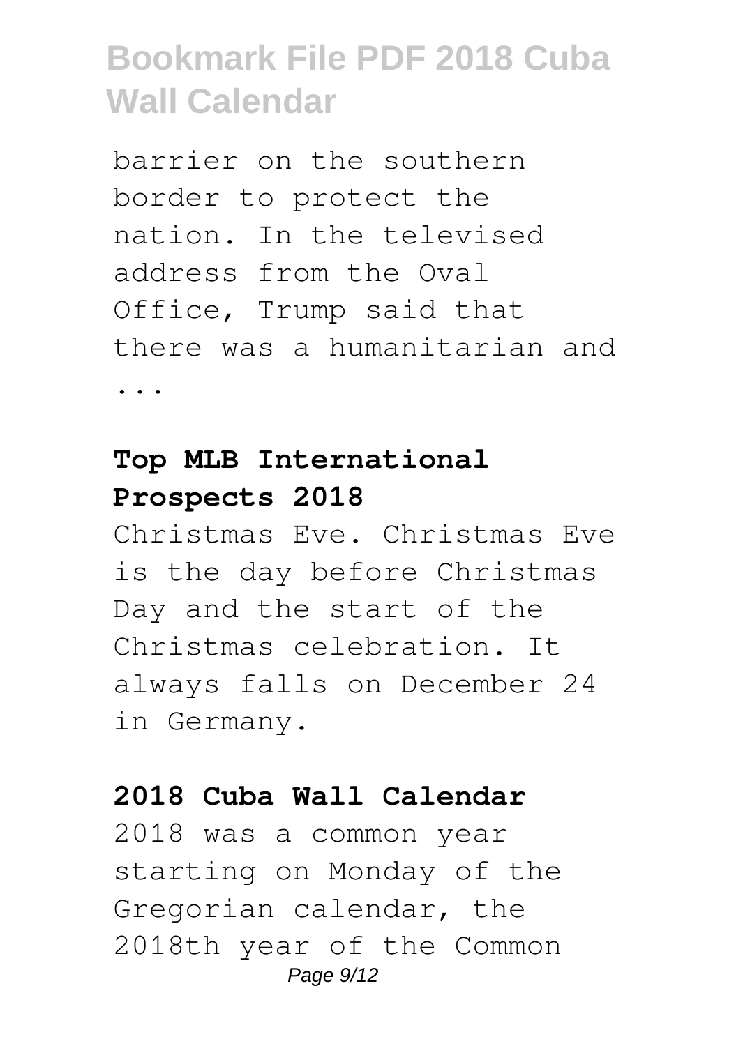barrier on the southern border to protect the nation. In the televised address from the Oval Office, Trump said that there was a humanitarian and ...

### Top MLB International Prospects 2018

Christmas Eve. Christmas Eve is the day before Christmas Day and the start of the Christmas celebration. It always falls on December 24 in Germany.

### 2018 Cuba Wall Calendar

2018 was a common year starting on Monday of the Gregorian calendar, the 2018th year of the Common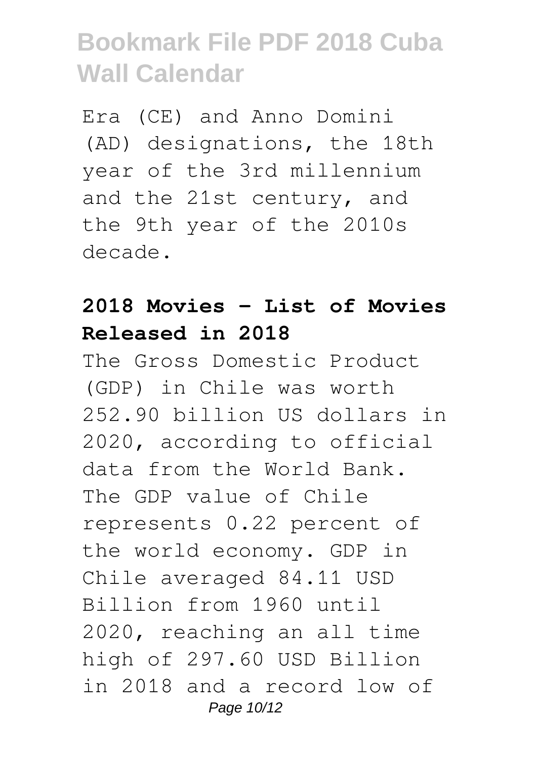Era (CE) and Anno Domini (AD) designations, the 18th year of the 3rd millennium and the 21st century, and the 9th year of the 2010s decade.

**2018 Movies - List of Movies Released in 2018**

The Gross Domestic Product (GDP) in Chile was worth 252.90 billion US dollars in 2020, according to official data from the World Bank. The GDP value of Chile represents 0.22 percent of the world economy. GDP in Chile averaged 84.11 USD Billion from 1960 until 2020, reaching an all time high of 297.60 USD Billion in 2018 and a record low of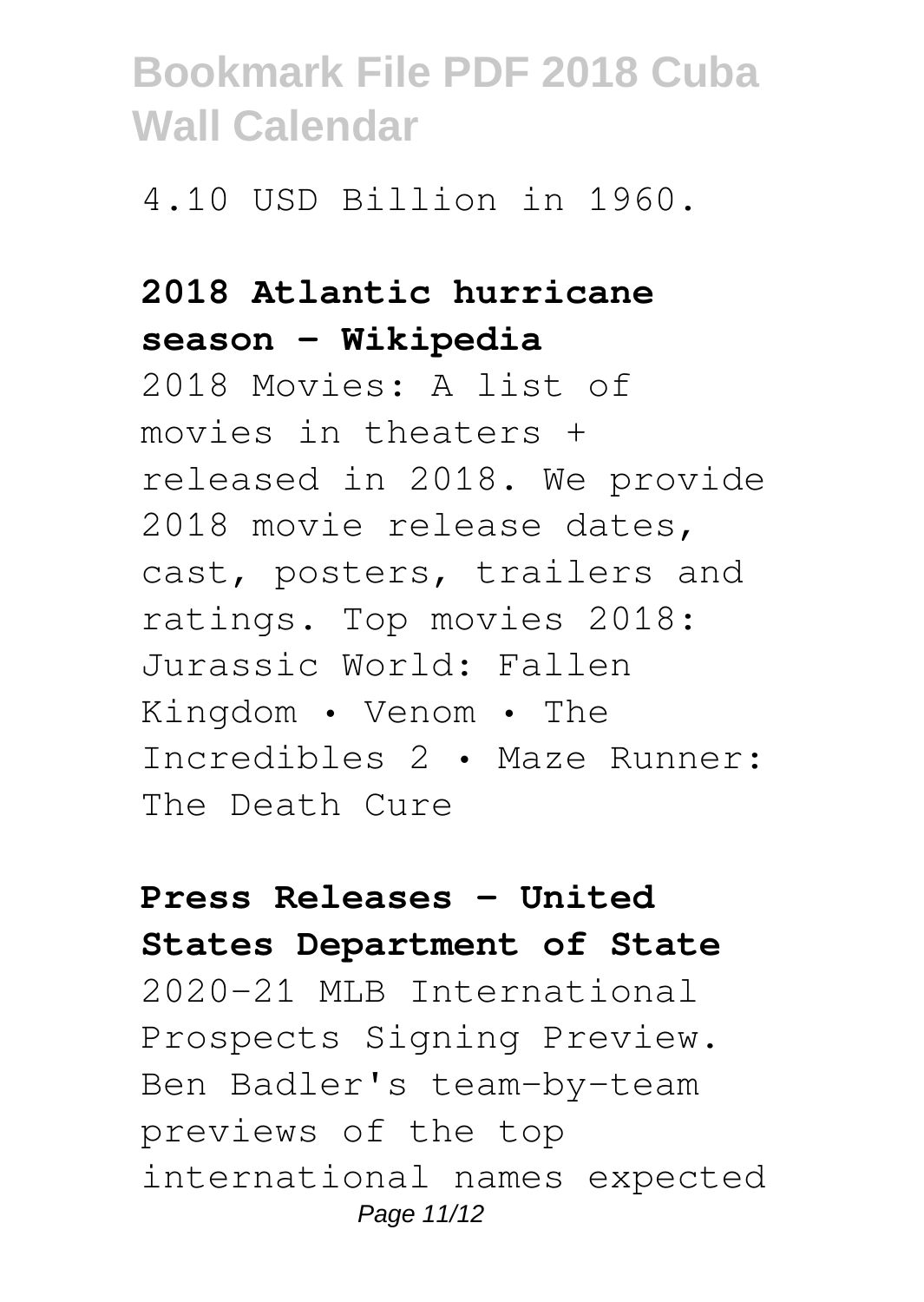4.10 USD Billion in 1960.

**2018 Atlantic hurricane season - Wikipedia**

2018 Movies: A list of movies in theaters + released in 2018. We provide 2018 movie release dates, cast, posters, trailers and ratings. Top movies 2018: Jurassic World: Fallen Kingdom • Venom • The Incredibles 2 • Maze Runner: The Death Cure

**Press Releases - United States Department of State**

2020-21 MLB International Prospects Signing Preview. Ben Badler's team-by-team previews of the top international names expected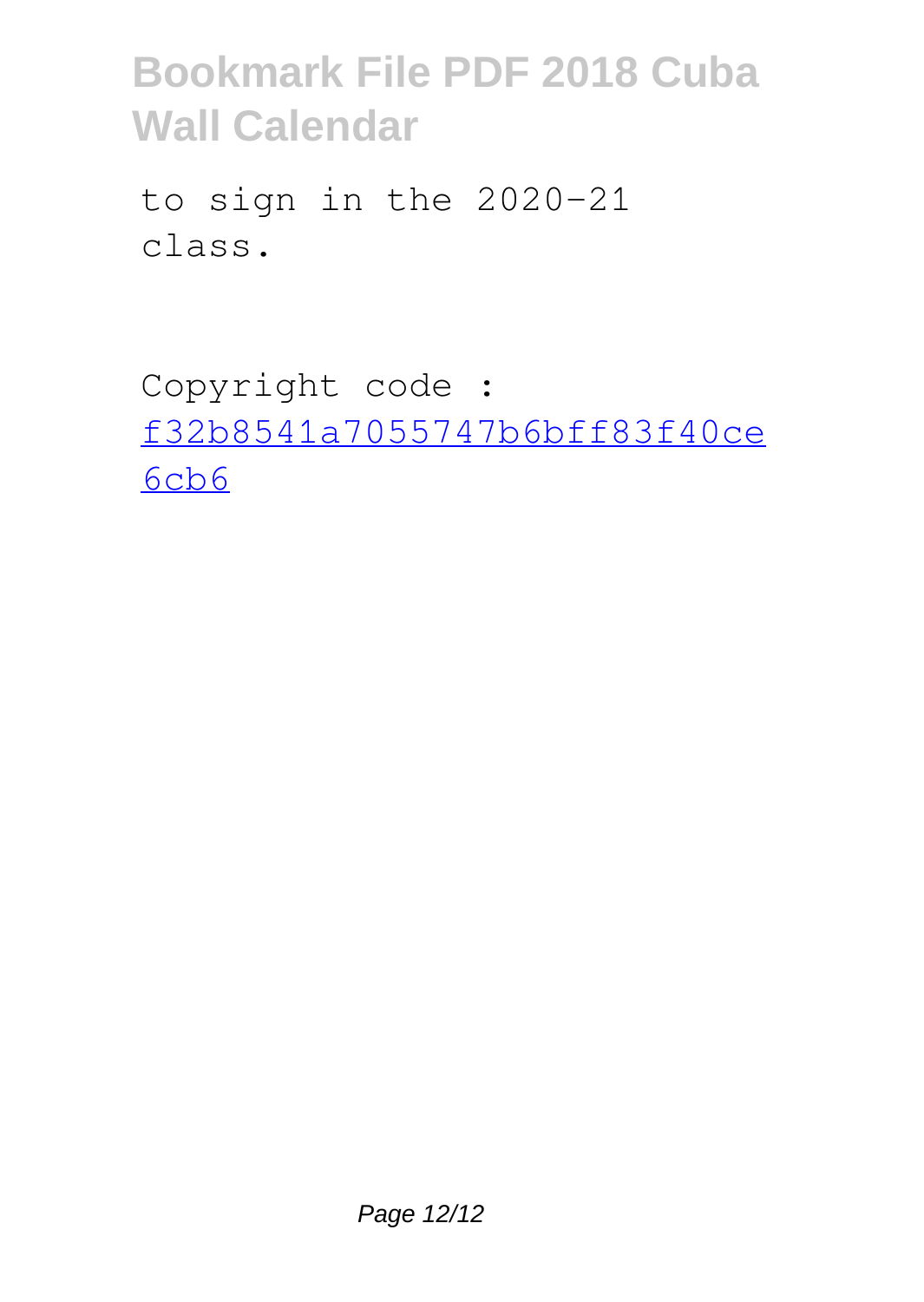to sign in the 2020-21 class.

Copyright code : [f32b8541a7055747b6bff83f40ce6cb6](f32b8541a7055747b6bff83f40ce6cb6)